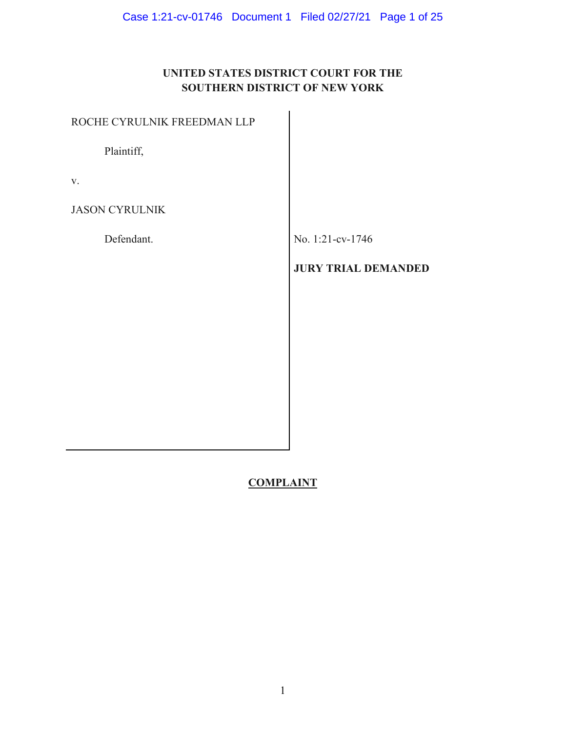**UNITED STATES DISTRICT COURT FOR THE**
**SOUTHERN DISTRICT OF NEW YORK**

| | |
|---|---|
| ROCHE CYRULNIK FREEDMAN LLP<br><br>Plaintiff,<br><br>v.<br><br>JASON CYRULNIK<br><br>Defendant. | No. 1:21-cv-1746<br><br>**JURY TRIAL DEMANDED** |

**COMPLAINT**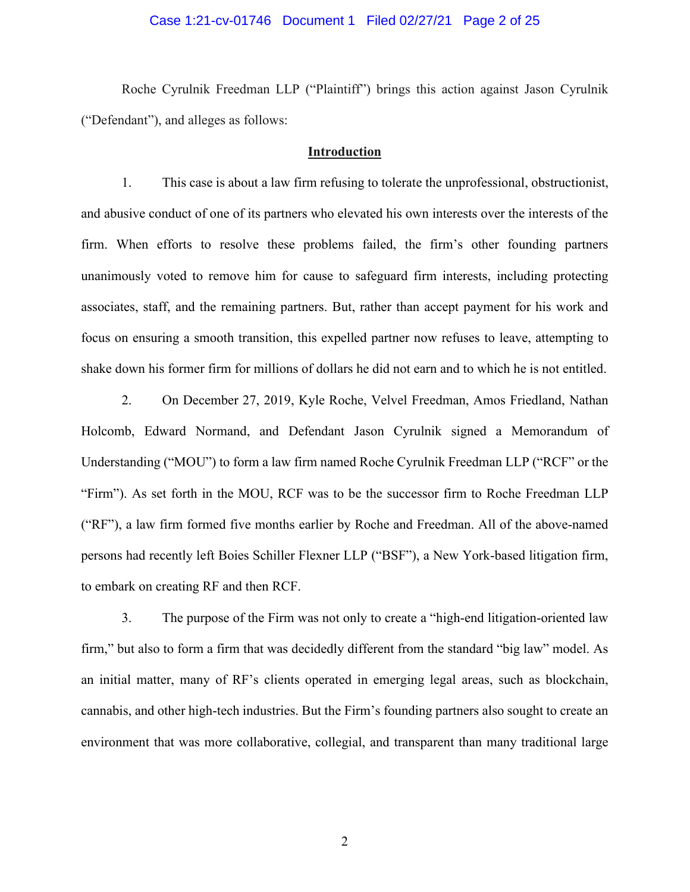Roche Cyrulnik Freedman LLP ("Plaintiff") brings this action against Jason Cyrulnik ("Defendant"), and alleges as follows:

## Introduction

1. This case is about a law firm refusing to tolerate the unprofessional, obstructionist, and abusive conduct of one of its partners who elevated his own interests over the interests of the firm. When efforts to resolve these problems failed, the firm's other founding partners unanimously voted to remove him for cause to safeguard firm interests, including protecting associates, staff, and the remaining partners. But, rather than accept payment for his work and focus on ensuring a smooth transition, this expelled partner now refuses to leave, attempting to shake down his former firm for millions of dollars he did not earn and to which he is not entitled.

2. On December 27, 2019, Kyle Roche, Velvel Freedman, Amos Friedland, Nathan Holcomb, Edward Normand, and Defendant Jason Cyrulnik signed a Memorandum of Understanding ("MOU") to form a law firm named Roche Cyrulnik Freedman LLP ("RCF" or the "Firm"). As set forth in the MOU, RCF was to be the successor firm to Roche Freedman LLP ("RF"), a law firm formed five months earlier by Roche and Freedman. All of the above-named persons had recently left Boies Schiller Flexner LLP ("BSF"), a New York-based litigation firm, to embark on creating RF and then RCF.

3. The purpose of the Firm was not only to create a "high-end litigation-oriented law firm," but also to form a firm that was decidedly different from the standard "big law" model. As an initial matter, many of RF's clients operated in emerging legal areas, such as blockchain, cannabis, and other high-tech industries. But the Firm's founding partners also sought to create an environment that was more collaborative, collegial, and transparent than many traditional large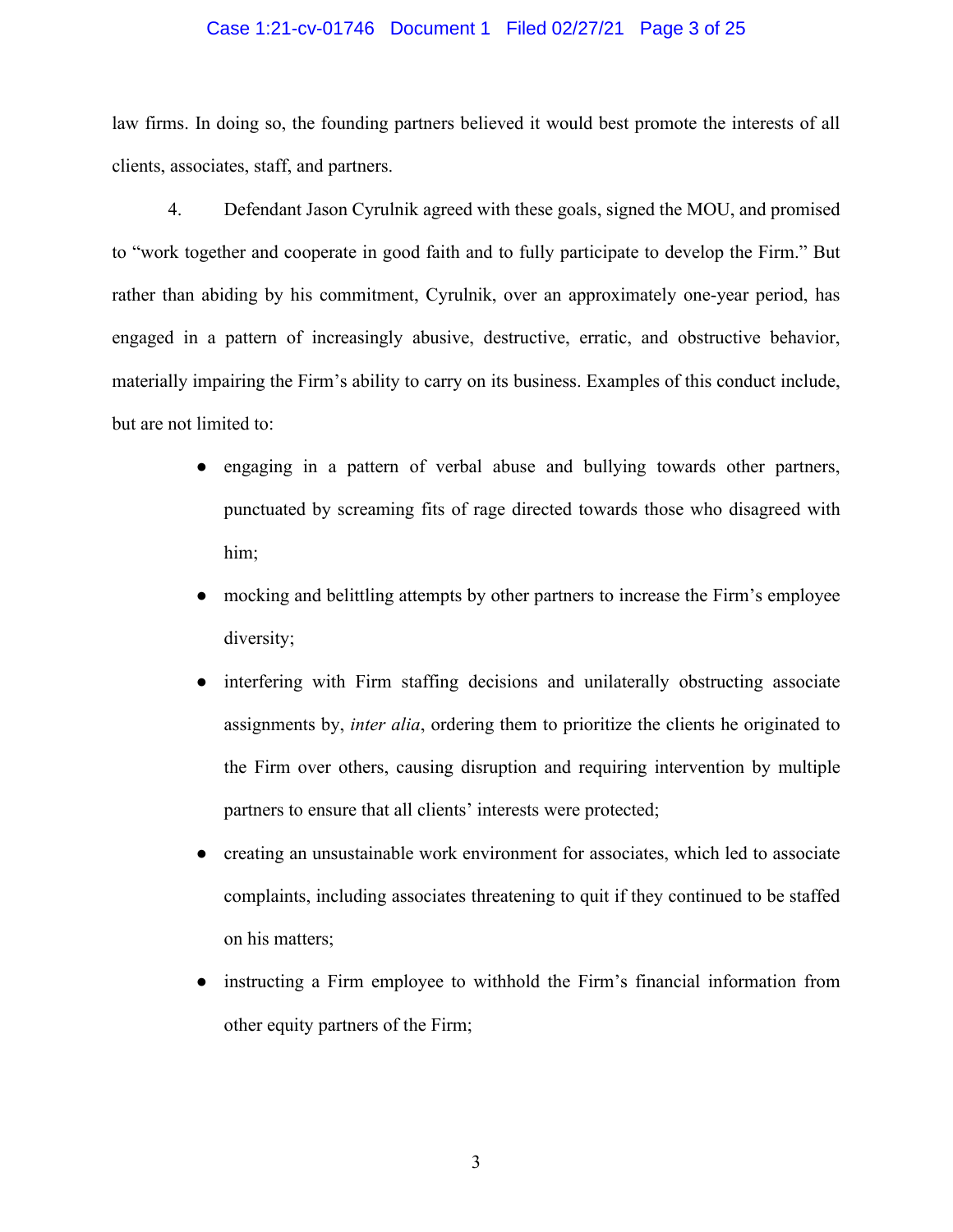law firms. In doing so, the founding partners believed it would best promote the interests of all clients, associates, staff, and partners.

4. Defendant Jason Cyrulnik agreed with these goals, signed the MOU, and promised to "work together and cooperate in good faith and to fully participate to develop the Firm." But rather than abiding by his commitment, Cyrulnik, over an approximately one-year period, has engaged in a pattern of increasingly abusive, destructive, erratic, and obstructive behavior, materially impairing the Firm's ability to carry on its business. Examples of this conduct include, but are not limited to:

- engaging in a pattern of verbal abuse and bullying towards other partners, punctuated by screaming fits of rage directed towards those who disagreed with him;
- mocking and belittling attempts by other partners to increase the Firm's employee diversity;
- interfering with Firm staffing decisions and unilaterally obstructing associate assignments by, *inter alia*, ordering them to prioritize the clients he originated to the Firm over others, causing disruption and requiring intervention by multiple partners to ensure that all clients' interests were protected;
- creating an unsustainable work environment for associates, which led to associate complaints, including associates threatening to quit if they continued to be staffed on his matters;
- instructing a Firm employee to withhold the Firm's financial information from other equity partners of the Firm;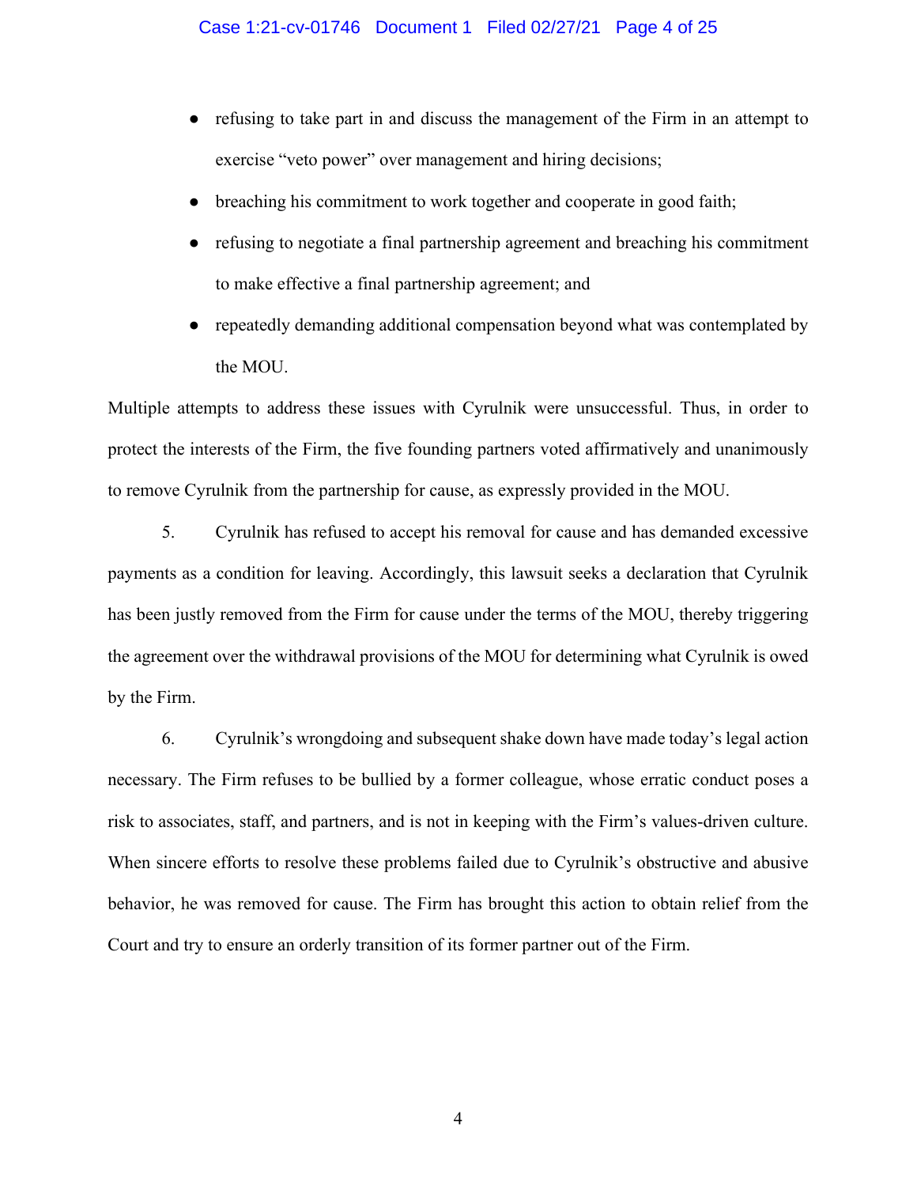- refusing to take part in and discuss the management of the Firm in an attempt to exercise "veto power" over management and hiring decisions;
- breaching his commitment to work together and cooperate in good faith;
- refusing to negotiate a final partnership agreement and breaching his commitment to make effective a final partnership agreement; and
- repeatedly demanding additional compensation beyond what was contemplated by the MOU.

Multiple attempts to address these issues with Cyrulnik were unsuccessful. Thus, in order to protect the interests of the Firm, the five founding partners voted affirmatively and unanimously to remove Cyrulnik from the partnership for cause, as expressly provided in the MOU.

5. Cyrulnik has refused to accept his removal for cause and has demanded excessive payments as a condition for leaving. Accordingly, this lawsuit seeks a declaration that Cyrulnik has been justly removed from the Firm for cause under the terms of the MOU, thereby triggering the agreement over the withdrawal provisions of the MOU for determining what Cyrulnik is owed by the Firm.

6. Cyrulnik's wrongdoing and subsequent shake down have made today's legal action necessary. The Firm refuses to be bullied by a former colleague, whose erratic conduct poses a risk to associates, staff, and partners, and is not in keeping with the Firm's values-driven culture. When sincere efforts to resolve these problems failed due to Cyrulnik's obstructive and abusive behavior, he was removed for cause. The Firm has brought this action to obtain relief from the Court and try to ensure an orderly transition of its former partner out of the Firm.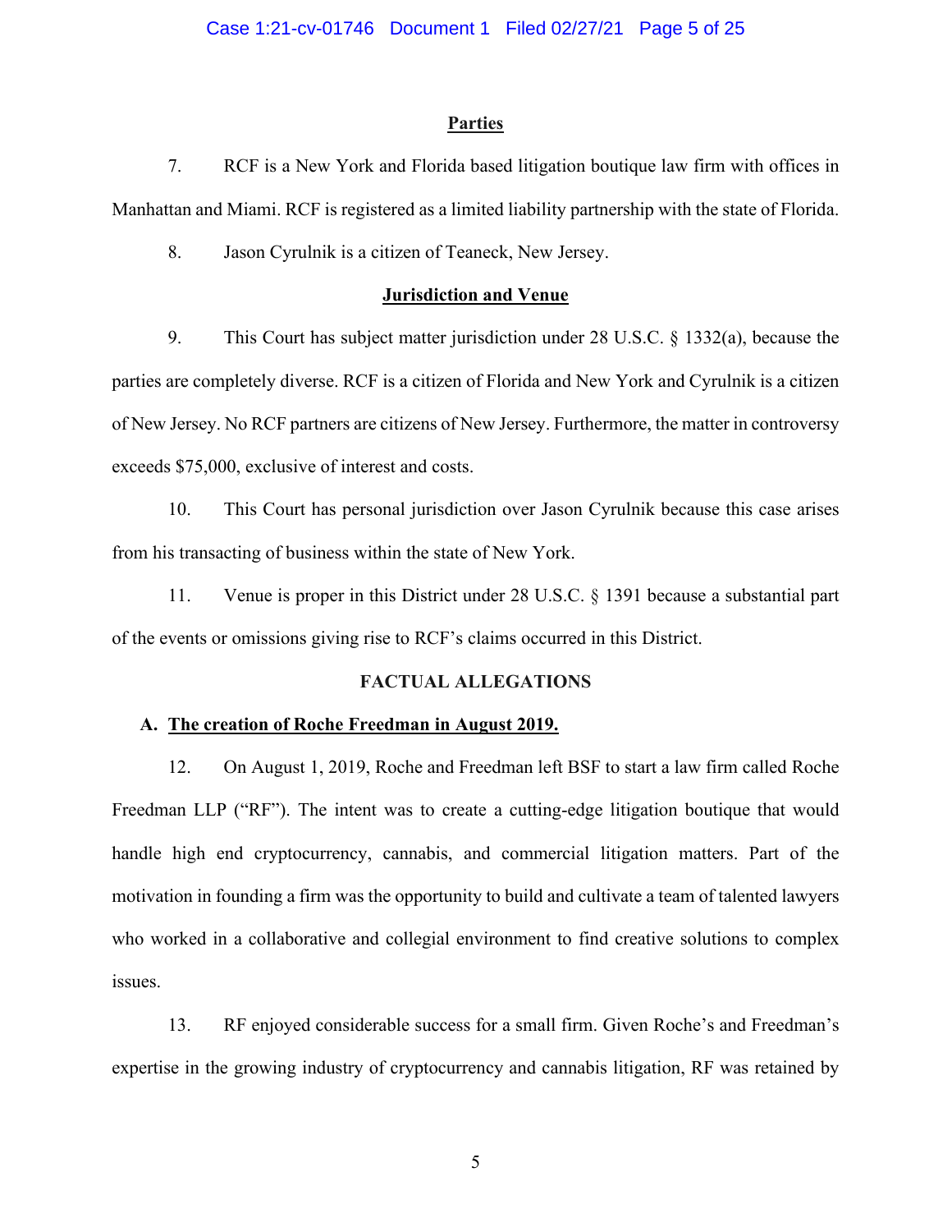## Parties

7. RCF is a New York and Florida based litigation boutique law firm with offices in Manhattan and Miami. RCF is registered as a limited liability partnership with the state of Florida.

8. Jason Cyrulnik is a citizen of Teaneck, New Jersey.

## Jurisdiction and Venue

9. This Court has subject matter jurisdiction under 28 U.S.C. § 1332(a), because the parties are completely diverse. RCF is a citizen of Florida and New York and Cyrulnik is a citizen of New Jersey. No RCF partners are citizens of New Jersey. Furthermore, the matter in controversy exceeds $75,000, exclusive of interest and costs.

10. This Court has personal jurisdiction over Jason Cyrulnik because this case arises from his transacting of business within the state of New York.

11. Venue is proper in this District under 28 U.S.C. § 1391 because a substantial part of the events or omissions giving rise to RCF's claims occurred in this District.

## FACTUAL ALLEGATIONS

### A. The creation of Roche Freedman in August 2019.

12. On August 1, 2019, Roche and Freedman left BSF to start a law firm called Roche Freedman LLP ("RF"). The intent was to create a cutting-edge litigation boutique that would handle high end cryptocurrency, cannabis, and commercial litigation matters. Part of the motivation in founding a firm was the opportunity to build and cultivate a team of talented lawyers who worked in a collaborative and collegial environment to find creative solutions to complex issues.

13. RF enjoyed considerable success for a small firm. Given Roche's and Freedman's expertise in the growing industry of cryptocurrency and cannabis litigation, RF was retained by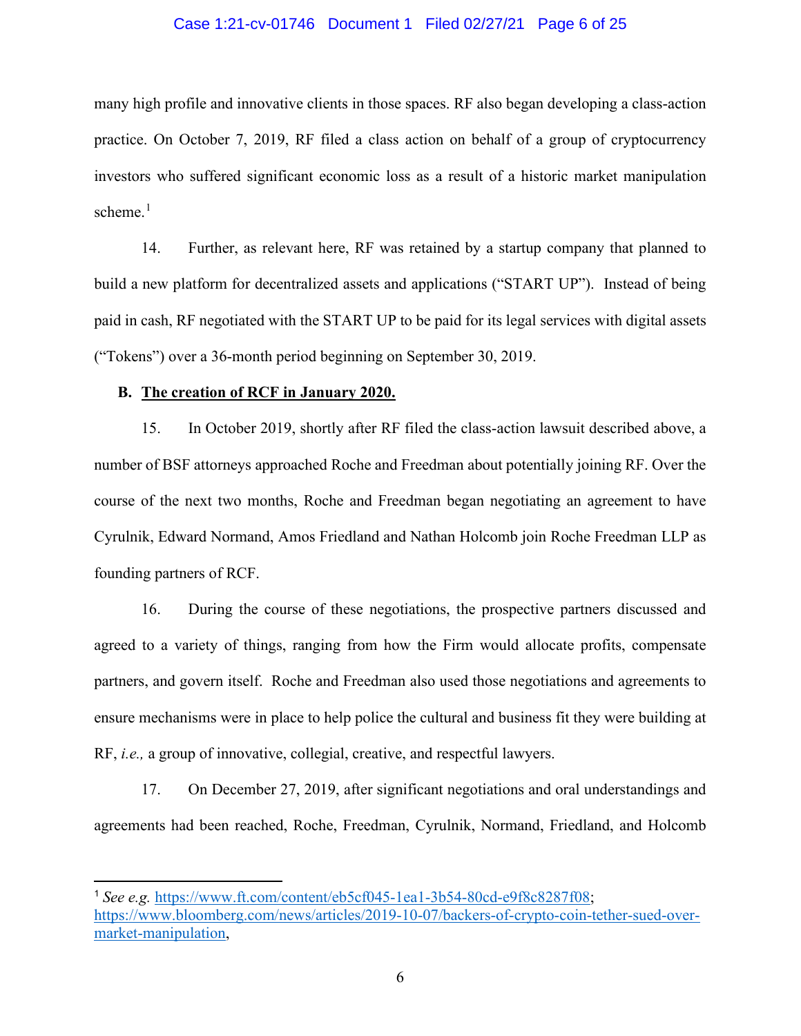many high profile and innovative clients in those spaces. RF also began developing a class-action practice. On October 7, 2019, RF filed a class action on behalf of a group of cryptocurrency investors who suffered significant economic loss as a result of a historic market manipulation scheme.[1]

14. Further, as relevant here, RF was retained by a startup company that planned to build a new platform for decentralized assets and applications ("START UP"). Instead of being paid in cash, RF negotiated with the START UP to be paid for its legal services with digital assets ("Tokens") over a 36-month period beginning on September 30, 2019.

**B. <u>The creation of RCF in January 2020.</u>**

15. In October 2019, shortly after RF filed the class-action lawsuit described above, a number of BSF attorneys approached Roche and Freedman about potentially joining RF. Over the course of the next two months, Roche and Freedman began negotiating an agreement to have Cyrulnik, Edward Normand, Amos Friedland and Nathan Holcomb join Roche Freedman LLP as founding partners of RCF.

16. During the course of these negotiations, the prospective partners discussed and agreed to a variety of things, ranging from how the Firm would allocate profits, compensate partners, and govern itself. Roche and Freedman also used those negotiations and agreements to ensure mechanisms were in place to help police the cultural and business fit they were building at RF, *i.e.,* a group of innovative, collegial, creative, and respectful lawyers.

17. On December 27, 2019, after significant negotiations and oral understandings and agreements had been reached, Roche, Freedman, Cyrulnik, Normand, Friedland, and Holcomb

---

[1] *See e.g.* https://www.ft.com/content/eb5cf045-1ea1-3b54-80cd-e9f8c8287f08; https://www.bloomberg.com/news/articles/2019-10-07/backers-of-crypto-coin-tether-sued-over-market-manipulation,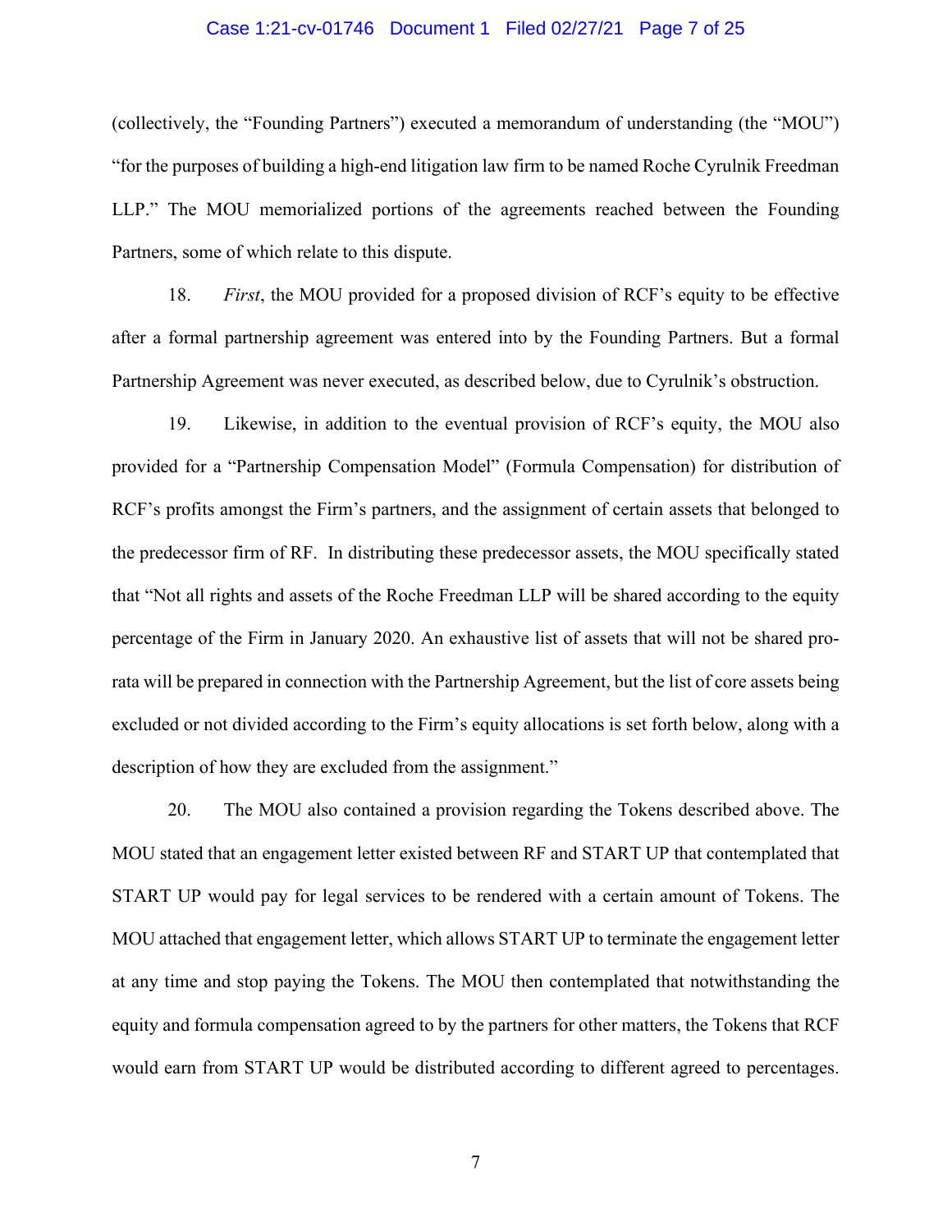(collectively, the "Founding Partners") executed a memorandum of understanding (the "MOU") "for the purposes of building a high-end litigation law firm to be named Roche Cyrulnik Freedman LLP." The MOU memorialized portions of the agreements reached between the Founding Partners, some of which relate to this dispute.

18. *First*, the MOU provided for a proposed division of RCF's equity to be effective after a formal partnership agreement was entered into by the Founding Partners. But a formal Partnership Agreement was never executed, as described below, due to Cyrulnik's obstruction.

19. Likewise, in addition to the eventual provision of RCF's equity, the MOU also provided for a "Partnership Compensation Model" (Formula Compensation) for distribution of RCF's profits amongst the Firm's partners, and the assignment of certain assets that belonged to the predecessor firm of RF. In distributing these predecessor assets, the MOU specifically stated that "Not all rights and assets of the Roche Freedman LLP will be shared according to the equity percentage of the Firm in January 2020. An exhaustive list of assets that will not be shared pro-rata will be prepared in connection with the Partnership Agreement, but the list of core assets being excluded or not divided according to the Firm's equity allocations is set forth below, along with a description of how they are excluded from the assignment."

20. The MOU also contained a provision regarding the Tokens described above. The MOU stated that an engagement letter existed between RF and START UP that contemplated that START UP would pay for legal services to be rendered with a certain amount of Tokens. The MOU attached that engagement letter, which allows START UP to terminate the engagement letter at any time and stop paying the Tokens. The MOU then contemplated that notwithstanding the equity and formula compensation agreed to by the partners for other matters, the Tokens that RCF would earn from START UP would be distributed according to different agreed to percentages.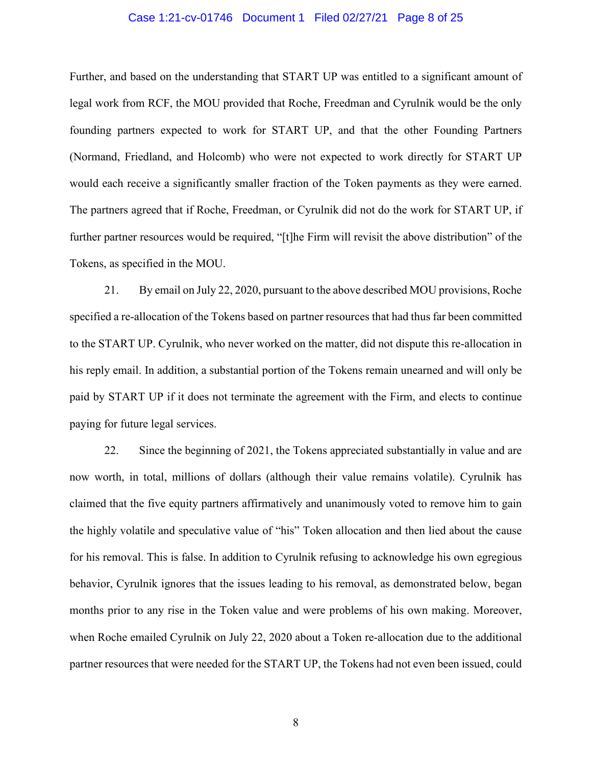Further, and based on the understanding that START UP was entitled to a significant amount of legal work from RCF, the MOU provided that Roche, Freedman and Cyrulnik would be the only founding partners expected to work for START UP, and that the other Founding Partners (Normand, Friedland, and Holcomb) who were not expected to work directly for START UP would each receive a significantly smaller fraction of the Token payments as they were earned. The partners agreed that if Roche, Freedman, or Cyrulnik did not do the work for START UP, if further partner resources would be required, "[t]he Firm will revisit the above distribution" of the Tokens, as specified in the MOU.

21. By email on July 22, 2020, pursuant to the above described MOU provisions, Roche specified a re-allocation of the Tokens based on partner resources that had thus far been committed to the START UP. Cyrulnik, who never worked on the matter, did not dispute this re-allocation in his reply email. In addition, a substantial portion of the Tokens remain unearned and will only be paid by START UP if it does not terminate the agreement with the Firm, and elects to continue paying for future legal services.

22. Since the beginning of 2021, the Tokens appreciated substantially in value and are now worth, in total, millions of dollars (although their value remains volatile). Cyrulnik has claimed that the five equity partners affirmatively and unanimously voted to remove him to gain the highly volatile and speculative value of "his" Token allocation and then lied about the cause for his removal. This is false. In addition to Cyrulnik refusing to acknowledge his own egregious behavior, Cyrulnik ignores that the issues leading to his removal, as demonstrated below, began months prior to any rise in the Token value and were problems of his own making. Moreover, when Roche emailed Cyrulnik on July 22, 2020 about a Token re-allocation due to the additional partner resources that were needed for the START UP, the Tokens had not even been issued, could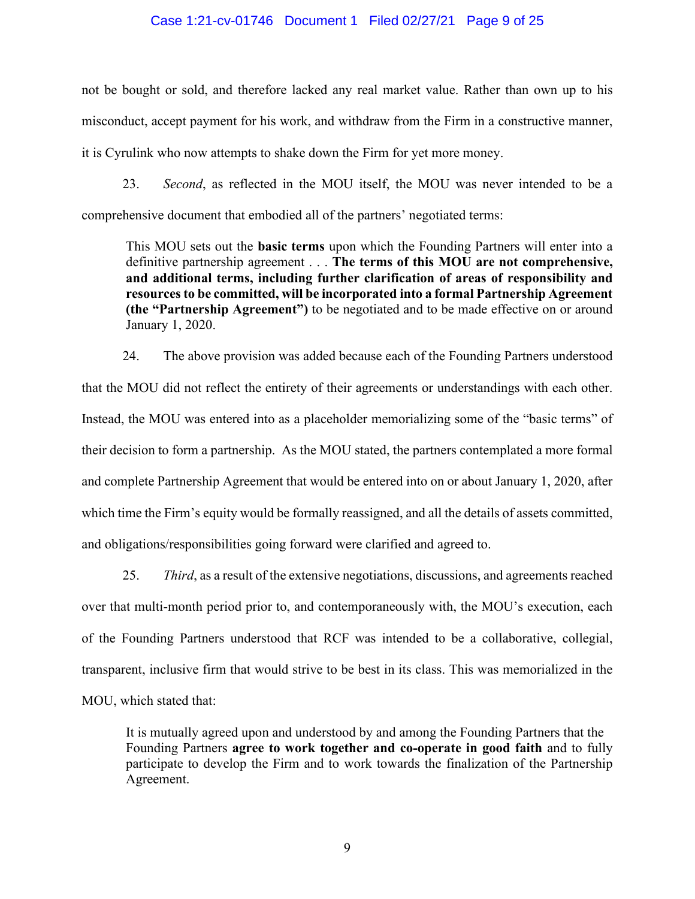not be bought or sold, and therefore lacked any real market value. Rather than own up to his misconduct, accept payment for his work, and withdraw from the Firm in a constructive manner, it is Cyrulink who now attempts to shake down the Firm for yet more money.

23. *Second*, as reflected in the MOU itself, the MOU was never intended to be a comprehensive document that embodied all of the partners' negotiated terms:

> This MOU sets out the **basic terms** upon which the Founding Partners will enter into a definitive partnership agreement . . . **The terms of this MOU are not comprehensive, and additional terms, including further clarification of areas of responsibility and resources to be committed, will be incorporated into a formal Partnership Agreement (the "Partnership Agreement")** to be negotiated and to be made effective on or around January 1, 2020.

24. The above provision was added because each of the Founding Partners understood that the MOU did not reflect the entirety of their agreements or understandings with each other. Instead, the MOU was entered into as a placeholder memorializing some of the "basic terms" of their decision to form a partnership. As the MOU stated, the partners contemplated a more formal and complete Partnership Agreement that would be entered into on or about January 1, 2020, after which time the Firm's equity would be formally reassigned, and all the details of assets committed, and obligations/responsibilities going forward were clarified and agreed to.

25. *Third*, as a result of the extensive negotiations, discussions, and agreements reached over that multi-month period prior to, and contemporaneously with, the MOU's execution, each of the Founding Partners understood that RCF was intended to be a collaborative, collegial, transparent, inclusive firm that would strive to be best in its class. This was memorialized in the MOU, which stated that:

> It is mutually agreed upon and understood by and among the Founding Partners that the Founding Partners **agree to work together and co-operate in good faith** and to fully participate to develop the Firm and to work towards the finalization of the Partnership Agreement.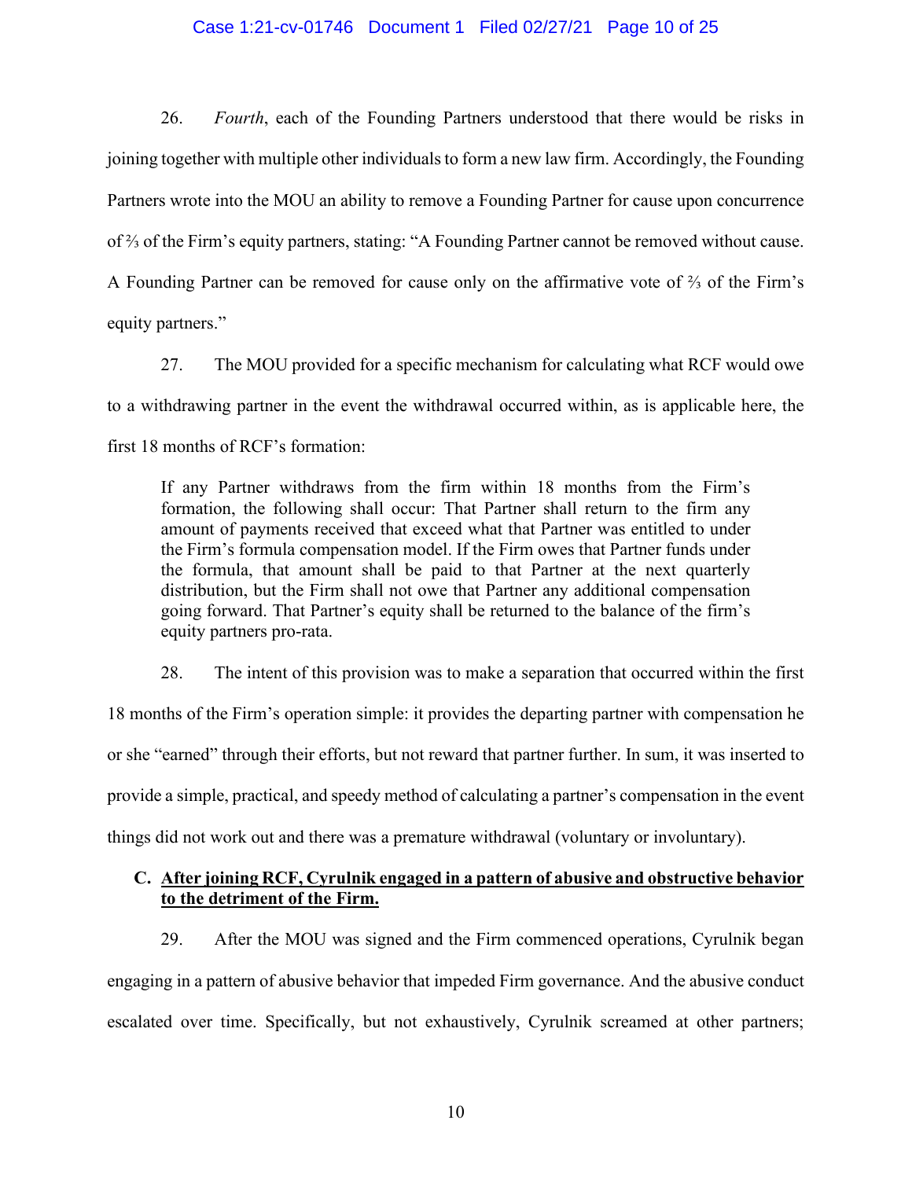26. *Fourth*, each of the Founding Partners understood that there would be risks in joining together with multiple other individuals to form a new law firm. Accordingly, the Founding Partners wrote into the MOU an ability to remove a Founding Partner for cause upon concurrence of ⅔ of the Firm's equity partners, stating: "A Founding Partner cannot be removed without cause. A Founding Partner can be removed for cause only on the affirmative vote of ⅔ of the Firm's equity partners."

27. The MOU provided for a specific mechanism for calculating what RCF would owe to a withdrawing partner in the event the withdrawal occurred within, as is applicable here, the first 18 months of RCF's formation:

> If any Partner withdraws from the firm within 18 months from the Firm's formation, the following shall occur: That Partner shall return to the firm any amount of payments received that exceed what that Partner was entitled to under the Firm's formula compensation model. If the Firm owes that Partner funds under the formula, that amount shall be paid to that Partner at the next quarterly distribution, but the Firm shall not owe that Partner any additional compensation going forward. That Partner's equity shall be returned to the balance of the firm's equity partners pro-rata.

28. The intent of this provision was to make a separation that occurred within the first 18 months of the Firm's operation simple: it provides the departing partner with compensation he or she "earned" through their efforts, but not reward that partner further. In sum, it was inserted to provide a simple, practical, and speedy method of calculating a partner's compensation in the event things did not work out and there was a premature withdrawal (voluntary or involuntary).

### C. <u>After joining RCF, Cyrulnik engaged in a pattern of abusive and obstructive behavior to the detriment of the Firm.</u>

29. After the MOU was signed and the Firm commenced operations, Cyrulnik began engaging in a pattern of abusive behavior that impeded Firm governance. And the abusive conduct escalated over time. Specifically, but not exhaustively, Cyrulnik screamed at other partners;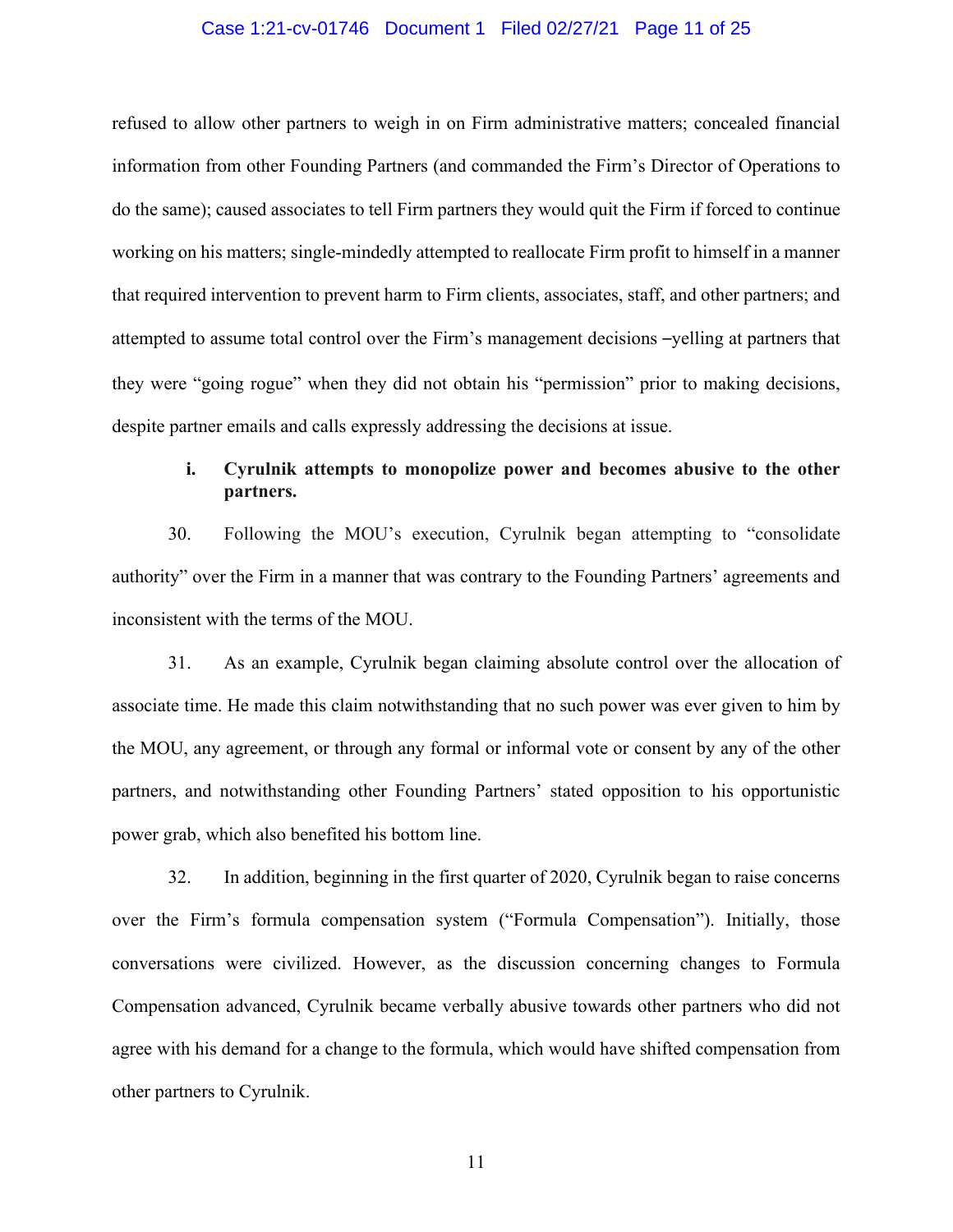refused to allow other partners to weigh in on Firm administrative matters; concealed financial information from other Founding Partners (and commanded the Firm's Director of Operations to do the same); caused associates to tell Firm partners they would quit the Firm if forced to continue working on his matters; single-mindedly attempted to reallocate Firm profit to himself in a manner that required intervention to prevent harm to Firm clients, associates, staff, and other partners; and attempted to assume total control over the Firm's management decisions –yelling at partners that they were "going rogue" when they did not obtain his "permission" prior to making decisions, despite partner emails and calls expressly addressing the decisions at issue.

**i. Cyrulnik attempts to monopolize power and becomes abusive to the other partners.**

30. Following the MOU's execution, Cyrulnik began attempting to "consolidate authority" over the Firm in a manner that was contrary to the Founding Partners' agreements and inconsistent with the terms of the MOU.

31. As an example, Cyrulnik began claiming absolute control over the allocation of associate time. He made this claim notwithstanding that no such power was ever given to him by the MOU, any agreement, or through any formal or informal vote or consent by any of the other partners, and notwithstanding other Founding Partners' stated opposition to his opportunistic power grab, which also benefited his bottom line.

32. In addition, beginning in the first quarter of 2020, Cyrulnik began to raise concerns over the Firm's formula compensation system ("Formula Compensation"). Initially, those conversations were civilized. However, as the discussion concerning changes to Formula Compensation advanced, Cyrulnik became verbally abusive towards other partners who did not agree with his demand for a change to the formula, which would have shifted compensation from other partners to Cyrulnik.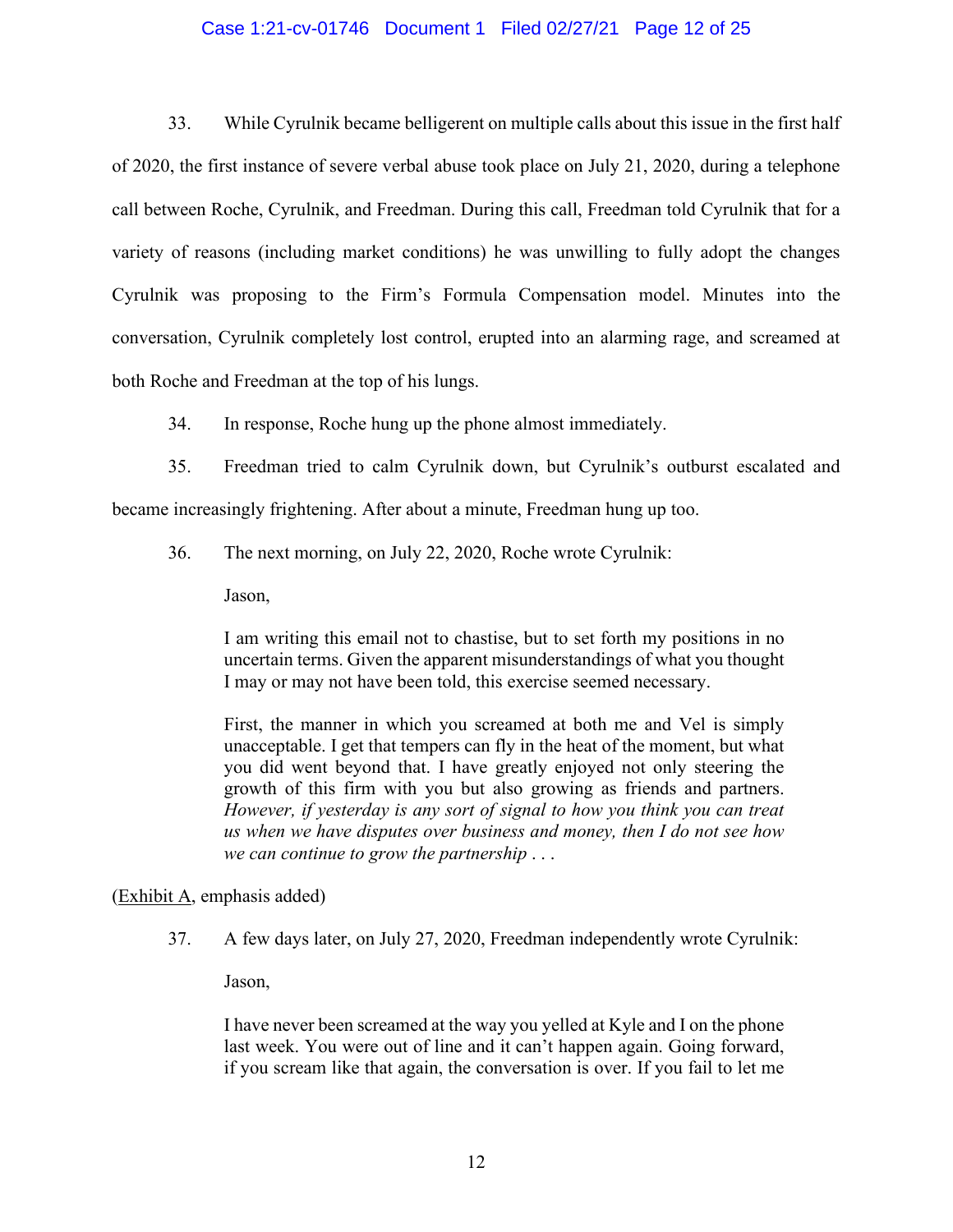33. While Cyrulnik became belligerent on multiple calls about this issue in the first half of 2020, the first instance of severe verbal abuse took place on July 21, 2020, during a telephone call between Roche, Cyrulnik, and Freedman. During this call, Freedman told Cyrulnik that for a variety of reasons (including market conditions) he was unwilling to fully adopt the changes Cyrulnik was proposing to the Firm's Formula Compensation model. Minutes into the conversation, Cyrulnik completely lost control, erupted into an alarming rage, and screamed at both Roche and Freedman at the top of his lungs.

34. In response, Roche hung up the phone almost immediately.

35. Freedman tried to calm Cyrulnik down, but Cyrulnik's outburst escalated and became increasingly frightening. After about a minute, Freedman hung up too.

36. The next morning, on July 22, 2020, Roche wrote Cyrulnik:

> Jason,
>
> I am writing this email not to chastise, but to set forth my positions in no uncertain terms. Given the apparent misunderstandings of what you thought I may or may not have been told, this exercise seemed necessary.
>
> First, the manner in which you screamed at both me and Vel is simply unacceptable. I get that tempers can fly in the heat of the moment, but what you did went beyond that. I have greatly enjoyed not only steering the growth of this firm with you but also growing as friends and partners. *However, if yesterday is any sort of signal to how you think you can treat us when we have disputes over business and money, then I do not see how we can continue to grow the partnership . . .*

(Exhibit A, emphasis added)

37. A few days later, on July 27, 2020, Freedman independently wrote Cyrulnik:

> Jason,
>
> I have never been screamed at the way you yelled at Kyle and I on the phone last week. You were out of line and it can't happen again. Going forward, if you scream like that again, the conversation is over. If you fail to let me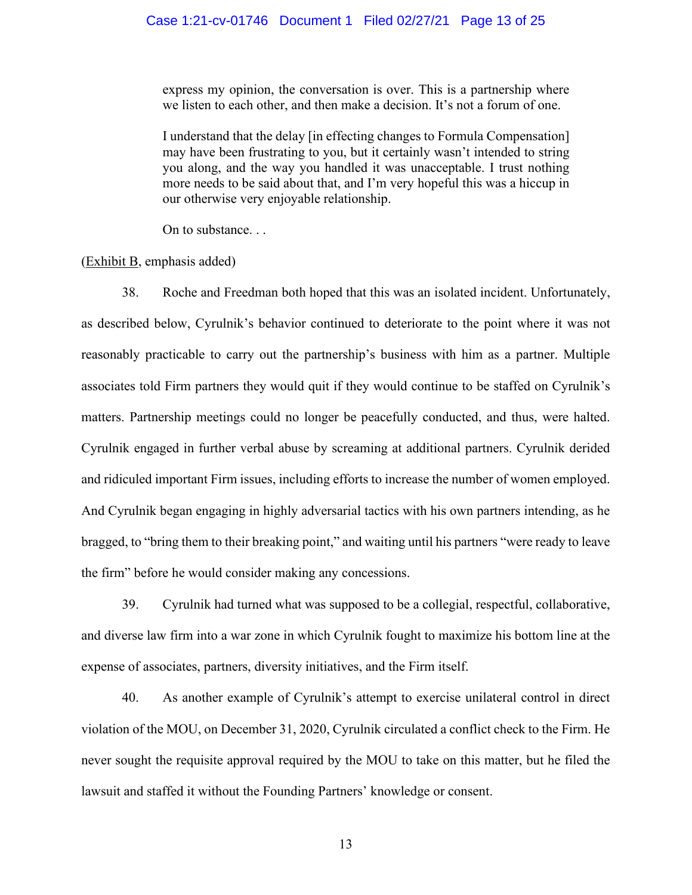> express my opinion, the conversation is over. This is a partnership where we listen to each other, and then make a decision. It's not a forum of one.
>
> I understand that the delay [in effecting changes to Formula Compensation] may have been frustrating to you, but it certainly wasn't intended to string you along, and the way you handled it was unacceptable. I trust nothing more needs to be said about that, and I'm very hopeful this was a hiccup in our otherwise very enjoyable relationship.
>
> On to substance. . .

(Exhibit B, emphasis added)

38. Roche and Freedman both hoped that this was an isolated incident. Unfortunately, as described below, Cyrulnik's behavior continued to deteriorate to the point where it was not reasonably practicable to carry out the partnership's business with him as a partner. Multiple associates told Firm partners they would quit if they would continue to be staffed on Cyrulnik's matters. Partnership meetings could no longer be peacefully conducted, and thus, were halted. Cyrulnik engaged in further verbal abuse by screaming at additional partners. Cyrulnik derided and ridiculed important Firm issues, including efforts to increase the number of women employed. And Cyrulnik began engaging in highly adversarial tactics with his own partners intending, as he bragged, to "bring them to their breaking point," and waiting until his partners "were ready to leave the firm" before he would consider making any concessions.

39. Cyrulnik had turned what was supposed to be a collegial, respectful, collaborative, and diverse law firm into a war zone in which Cyrulnik fought to maximize his bottom line at the expense of associates, partners, diversity initiatives, and the Firm itself.

40. As another example of Cyrulnik's attempt to exercise unilateral control in direct violation of the MOU, on December 31, 2020, Cyrulnik circulated a conflict check to the Firm. He never sought the requisite approval required by the MOU to take on this matter, but he filed the lawsuit and staffed it without the Founding Partners' knowledge or consent.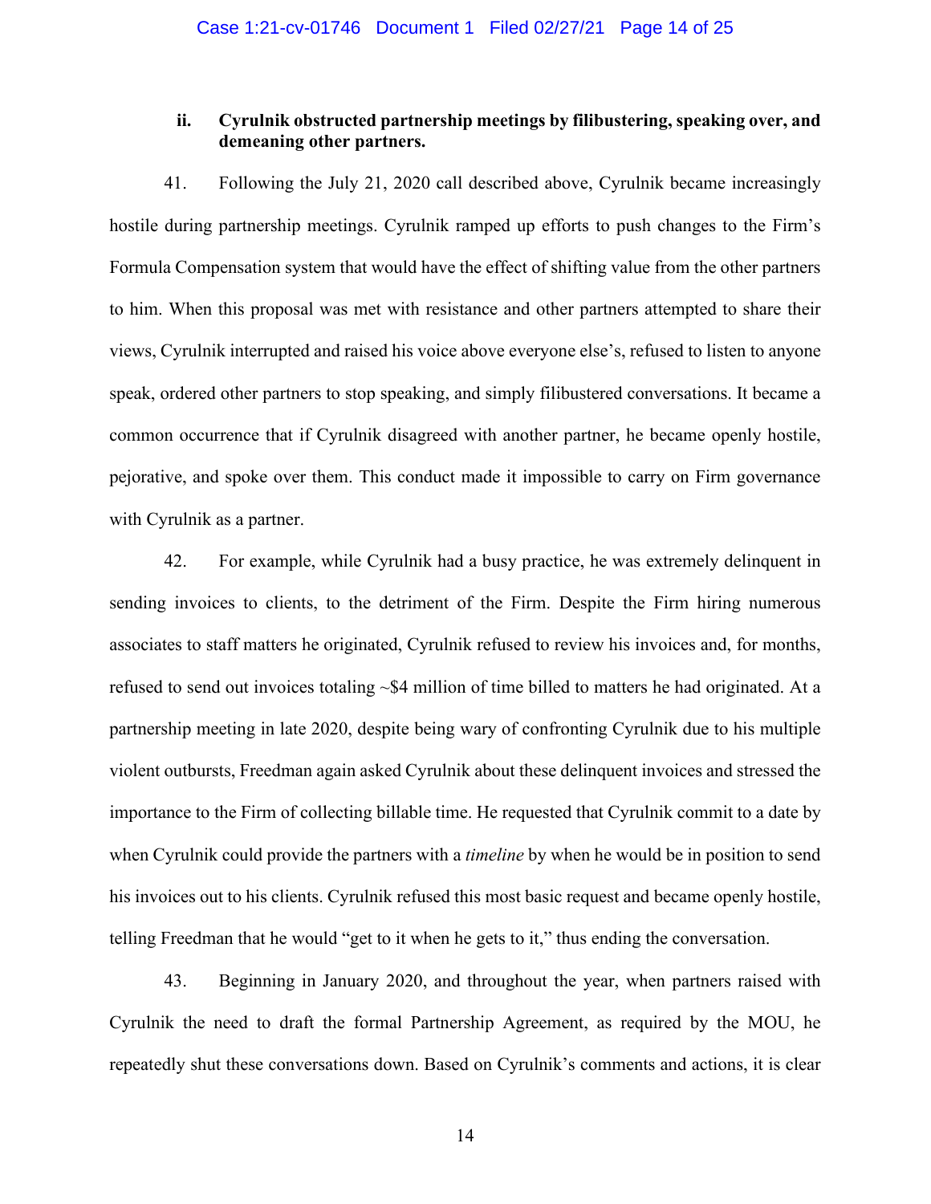### ii. Cyrulnik obstructed partnership meetings by filibustering, speaking over, and demeaning other partners.

41. Following the July 21, 2020 call described above, Cyrulnik became increasingly hostile during partnership meetings. Cyrulnik ramped up efforts to push changes to the Firm's Formula Compensation system that would have the effect of shifting value from the other partners to him. When this proposal was met with resistance and other partners attempted to share their views, Cyrulnik interrupted and raised his voice above everyone else's, refused to listen to anyone speak, ordered other partners to stop speaking, and simply filibustered conversations. It became a common occurrence that if Cyrulnik disagreed with another partner, he became openly hostile, pejorative, and spoke over them. This conduct made it impossible to carry on Firm governance with Cyrulnik as a partner.

42. For example, while Cyrulnik had a busy practice, he was extremely delinquent in sending invoices to clients, to the detriment of the Firm. Despite the Firm hiring numerous associates to staff matters he originated, Cyrulnik refused to review his invoices and, for months, refused to send out invoices totaling ~$4 million of time billed to matters he had originated. At a partnership meeting in late 2020, despite being wary of confronting Cyrulnik due to his multiple violent outbursts, Freedman again asked Cyrulnik about these delinquent invoices and stressed the importance to the Firm of collecting billable time. He requested that Cyrulnik commit to a date by when Cyrulnik could provide the partners with a *timeline* by when he would be in position to send his invoices out to his clients. Cyrulnik refused this most basic request and became openly hostile, telling Freedman that he would "get to it when he gets to it," thus ending the conversation.

43. Beginning in January 2020, and throughout the year, when partners raised with Cyrulnik the need to draft the formal Partnership Agreement, as required by the MOU, he repeatedly shut these conversations down. Based on Cyrulnik's comments and actions, it is clear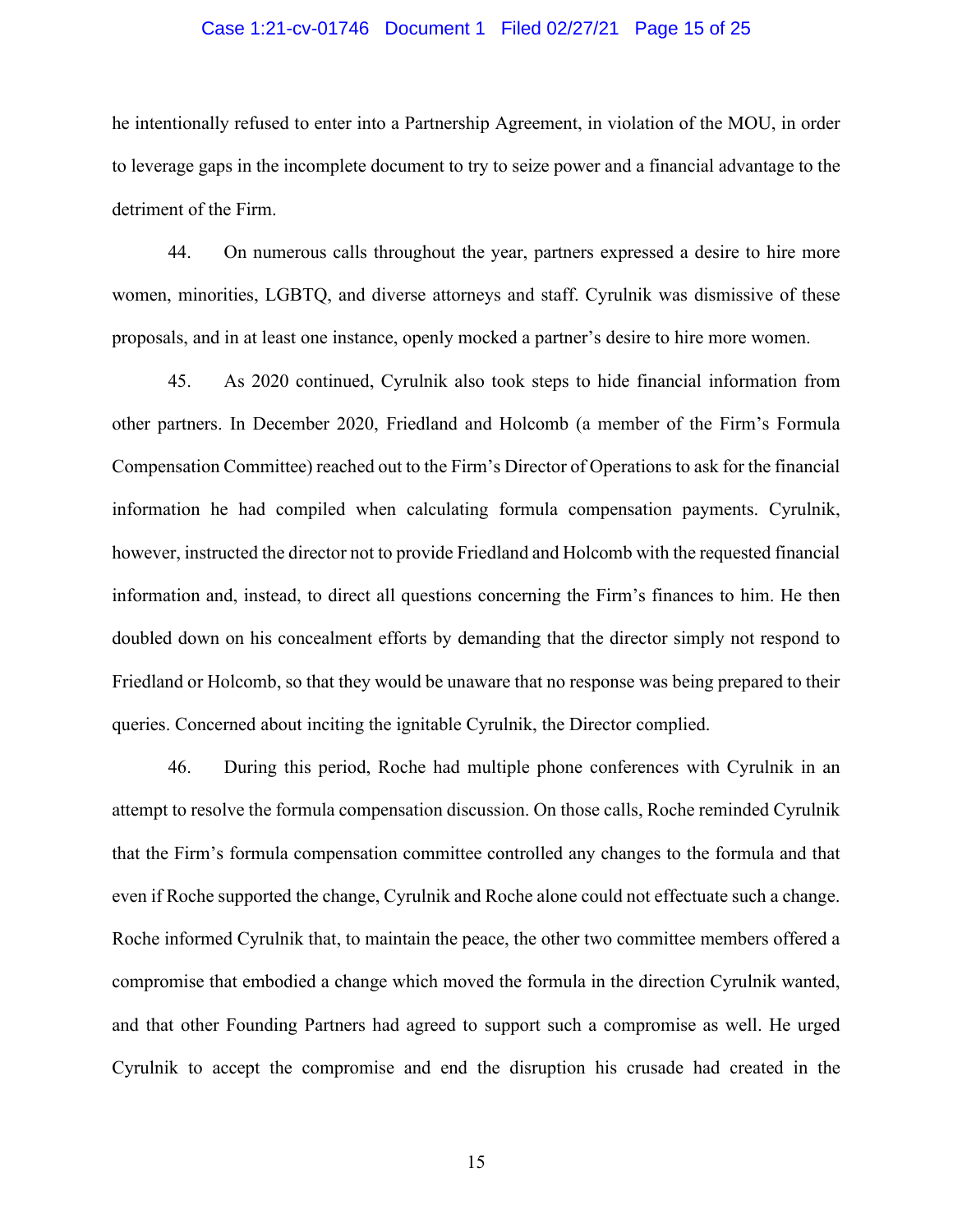he intentionally refused to enter into a Partnership Agreement, in violation of the MOU, in order to leverage gaps in the incomplete document to try to seize power and a financial advantage to the detriment of the Firm.

44. On numerous calls throughout the year, partners expressed a desire to hire more women, minorities, LGBTQ, and diverse attorneys and staff. Cyrulnik was dismissive of these proposals, and in at least one instance, openly mocked a partner's desire to hire more women.

45. As 2020 continued, Cyrulnik also took steps to hide financial information from other partners. In December 2020, Friedland and Holcomb (a member of the Firm's Formula Compensation Committee) reached out to the Firm's Director of Operations to ask for the financial information he had compiled when calculating formula compensation payments. Cyrulnik, however, instructed the director not to provide Friedland and Holcomb with the requested financial information and, instead, to direct all questions concerning the Firm's finances to him. He then doubled down on his concealment efforts by demanding that the director simply not respond to Friedland or Holcomb, so that they would be unaware that no response was being prepared to their queries. Concerned about inciting the ignitable Cyrulnik, the Director complied.

46. During this period, Roche had multiple phone conferences with Cyrulnik in an attempt to resolve the formula compensation discussion. On those calls, Roche reminded Cyrulnik that the Firm's formula compensation committee controlled any changes to the formula and that even if Roche supported the change, Cyrulnik and Roche alone could not effectuate such a change. Roche informed Cyrulnik that, to maintain the peace, the other two committee members offered a compromise that embodied a change which moved the formula in the direction Cyrulnik wanted, and that other Founding Partners had agreed to support such a compromise as well. He urged Cyrulnik to accept the compromise and end the disruption his crusade had created in the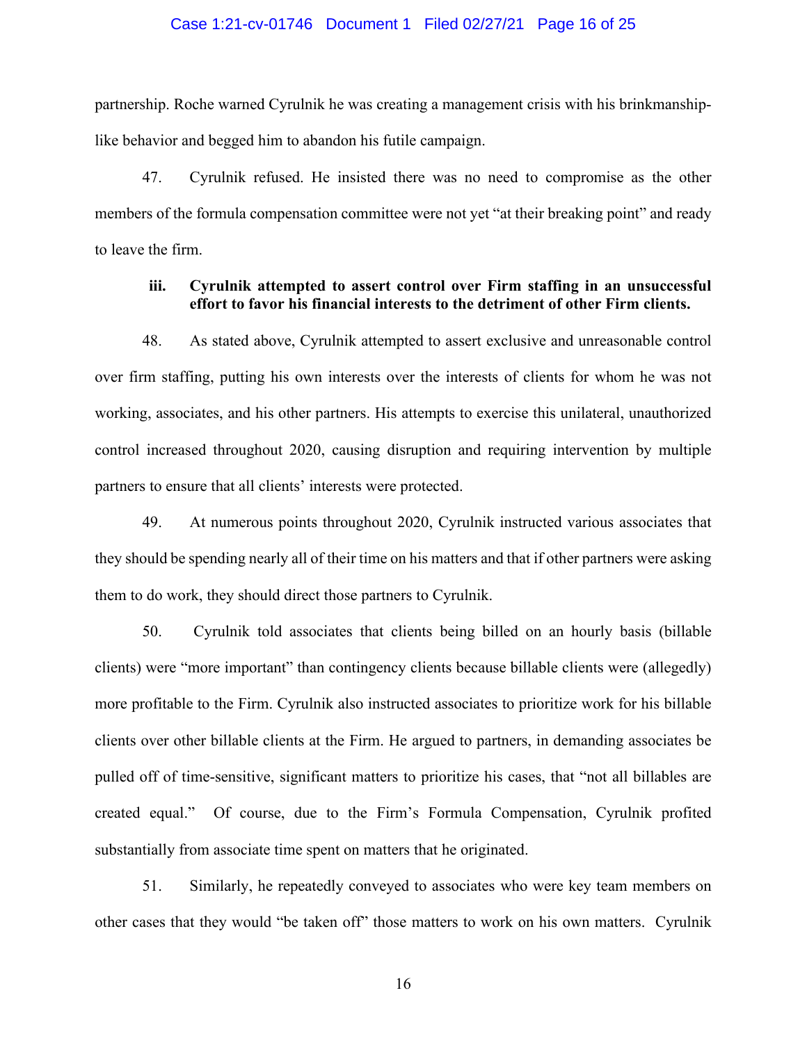partnership. Roche warned Cyrulnik he was creating a management crisis with his brinkmanship-like behavior and begged him to abandon his futile campaign.

47. Cyrulnik refused. He insisted there was no need to compromise as the other members of the formula compensation committee were not yet "at their breaking point" and ready to leave the firm.

**iii. Cyrulnik attempted to assert control over Firm staffing in an unsuccessful effort to favor his financial interests to the detriment of other Firm clients.**

48. As stated above, Cyrulnik attempted to assert exclusive and unreasonable control over firm staffing, putting his own interests over the interests of clients for whom he was not working, associates, and his other partners. His attempts to exercise this unilateral, unauthorized control increased throughout 2020, causing disruption and requiring intervention by multiple partners to ensure that all clients' interests were protected.

49. At numerous points throughout 2020, Cyrulnik instructed various associates that they should be spending nearly all of their time on his matters and that if other partners were asking them to do work, they should direct those partners to Cyrulnik.

50. Cyrulnik told associates that clients being billed on an hourly basis (billable clients) were "more important" than contingency clients because billable clients were (allegedly) more profitable to the Firm. Cyrulnik also instructed associates to prioritize work for his billable clients over other billable clients at the Firm. He argued to partners, in demanding associates be pulled off of time-sensitive, significant matters to prioritize his cases, that "not all billables are created equal." Of course, due to the Firm's Formula Compensation, Cyrulnik profited substantially from associate time spent on matters that he originated.

51. Similarly, he repeatedly conveyed to associates who were key team members on other cases that they would "be taken off" those matters to work on his own matters. Cyrulnik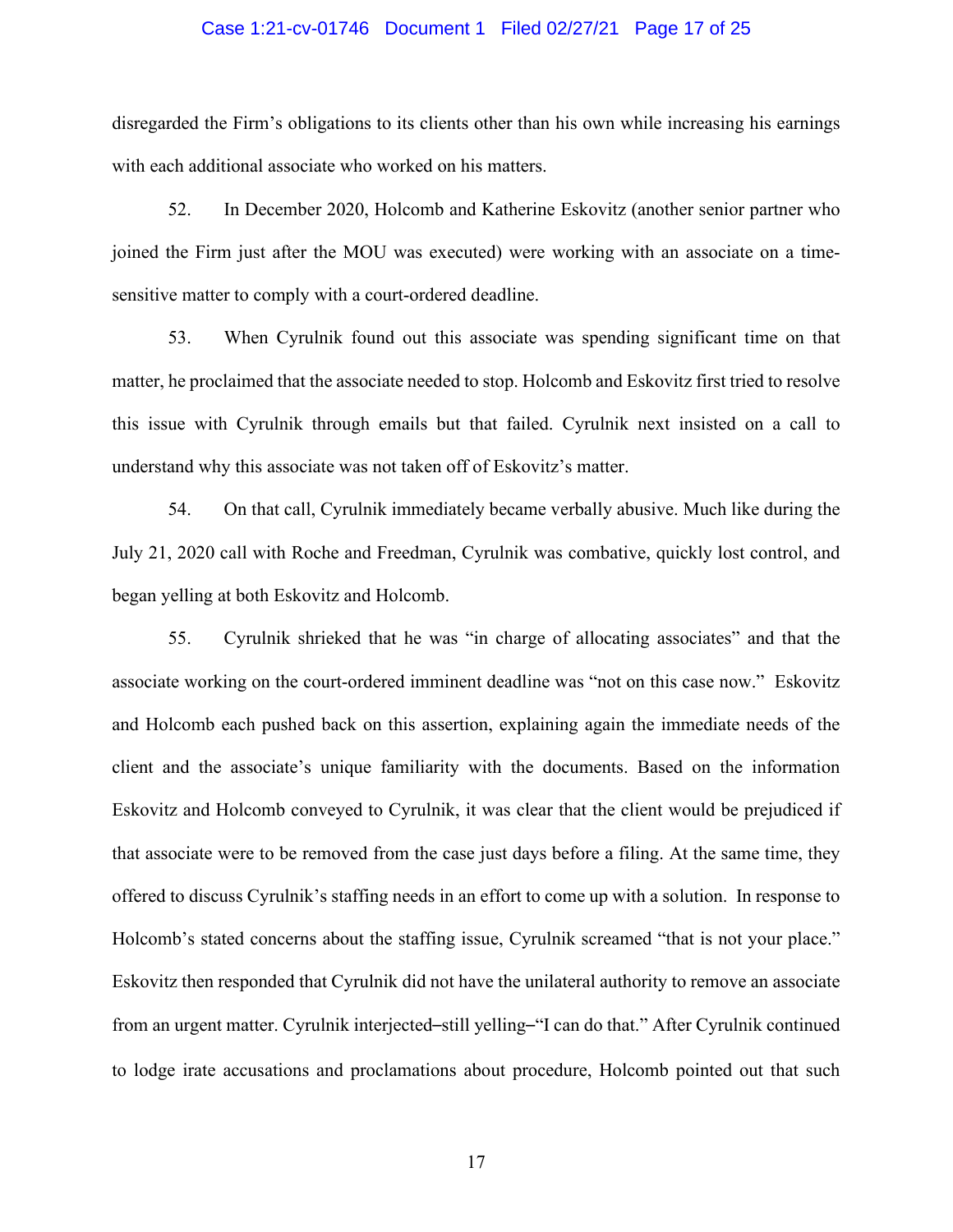disregarded the Firm's obligations to its clients other than his own while increasing his earnings with each additional associate who worked on his matters.

52. In December 2020, Holcomb and Katherine Eskovitz (another senior partner who joined the Firm just after the MOU was executed) were working with an associate on a time-sensitive matter to comply with a court-ordered deadline.

53. When Cyrulnik found out this associate was spending significant time on that matter, he proclaimed that the associate needed to stop. Holcomb and Eskovitz first tried to resolve this issue with Cyrulnik through emails but that failed. Cyrulnik next insisted on a call to understand why this associate was not taken off of Eskovitz's matter.

54. On that call, Cyrulnik immediately became verbally abusive. Much like during the July 21, 2020 call with Roche and Freedman, Cyrulnik was combative, quickly lost control, and began yelling at both Eskovitz and Holcomb.

55. Cyrulnik shrieked that he was "in charge of allocating associates" and that the associate working on the court-ordered imminent deadline was "not on this case now." Eskovitz and Holcomb each pushed back on this assertion, explaining again the immediate needs of the client and the associate's unique familiarity with the documents. Based on the information Eskovitz and Holcomb conveyed to Cyrulnik, it was clear that the client would be prejudiced if that associate were to be removed from the case just days before a filing. At the same time, they offered to discuss Cyrulnik's staffing needs in an effort to come up with a solution. In response to Holcomb's stated concerns about the staffing issue, Cyrulnik screamed "that is not your place." Eskovitz then responded that Cyrulnik did not have the unilateral authority to remove an associate from an urgent matter. Cyrulnik interjected–still yelling–"I can do that." After Cyrulnik continued to lodge irate accusations and proclamations about procedure, Holcomb pointed out that such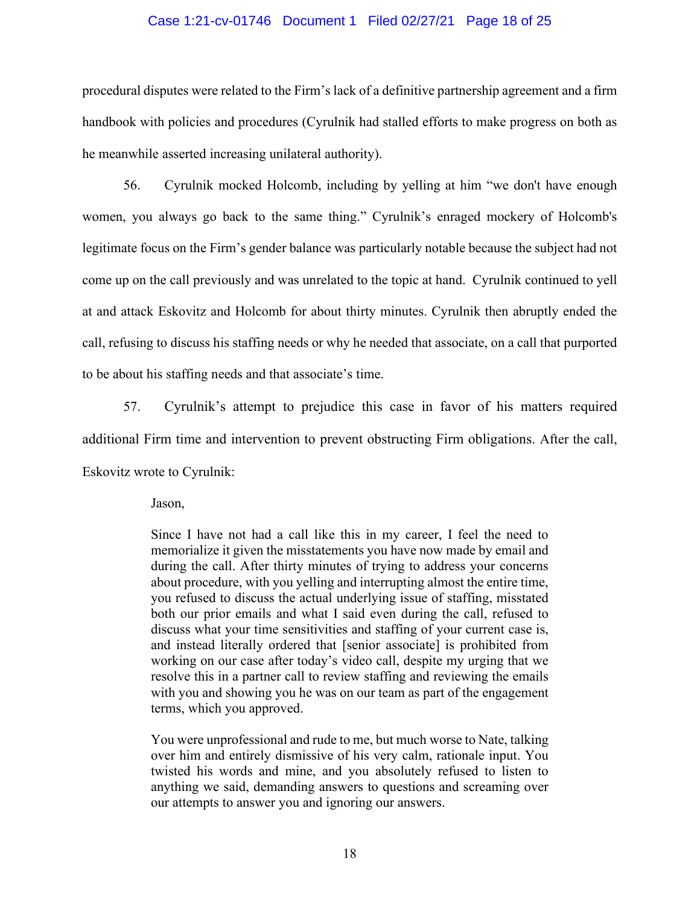procedural disputes were related to the Firm's lack of a definitive partnership agreement and a firm handbook with policies and procedures (Cyrulnik had stalled efforts to make progress on both as he meanwhile asserted increasing unilateral authority).

56. Cyrulnik mocked Holcomb, including by yelling at him "we don't have enough women, you always go back to the same thing." Cyrulnik's enraged mockery of Holcomb's legitimate focus on the Firm's gender balance was particularly notable because the subject had not come up on the call previously and was unrelated to the topic at hand. Cyrulnik continued to yell at and attack Eskovitz and Holcomb for about thirty minutes. Cyrulnik then abruptly ended the call, refusing to discuss his staffing needs or why he needed that associate, on a call that purported to be about his staffing needs and that associate's time.

57. Cyrulnik's attempt to prejudice this case in favor of his matters required additional Firm time and intervention to prevent obstructing Firm obligations. After the call, Eskovitz wrote to Cyrulnik:

> Jason,
>
> Since I have not had a call like this in my career, I feel the need to memorialize it given the misstatements you have now made by email and during the call. After thirty minutes of trying to address your concerns about procedure, with you yelling and interrupting almost the entire time, you refused to discuss the actual underlying issue of staffing, misstated both our prior emails and what I said even during the call, refused to discuss what your time sensitivities and staffing of your current case is, and instead literally ordered that [senior associate] is prohibited from working on our case after today's video call, despite my urging that we resolve this in a partner call to review staffing and reviewing the emails with you and showing you he was on our team as part of the engagement terms, which you approved.
>
> You were unprofessional and rude to me, but much worse to Nate, talking over him and entirely dismissive of his very calm, rationale input. You twisted his words and mine, and you absolutely refused to listen to anything we said, demanding answers to questions and screaming over our attempts to answer you and ignoring our answers.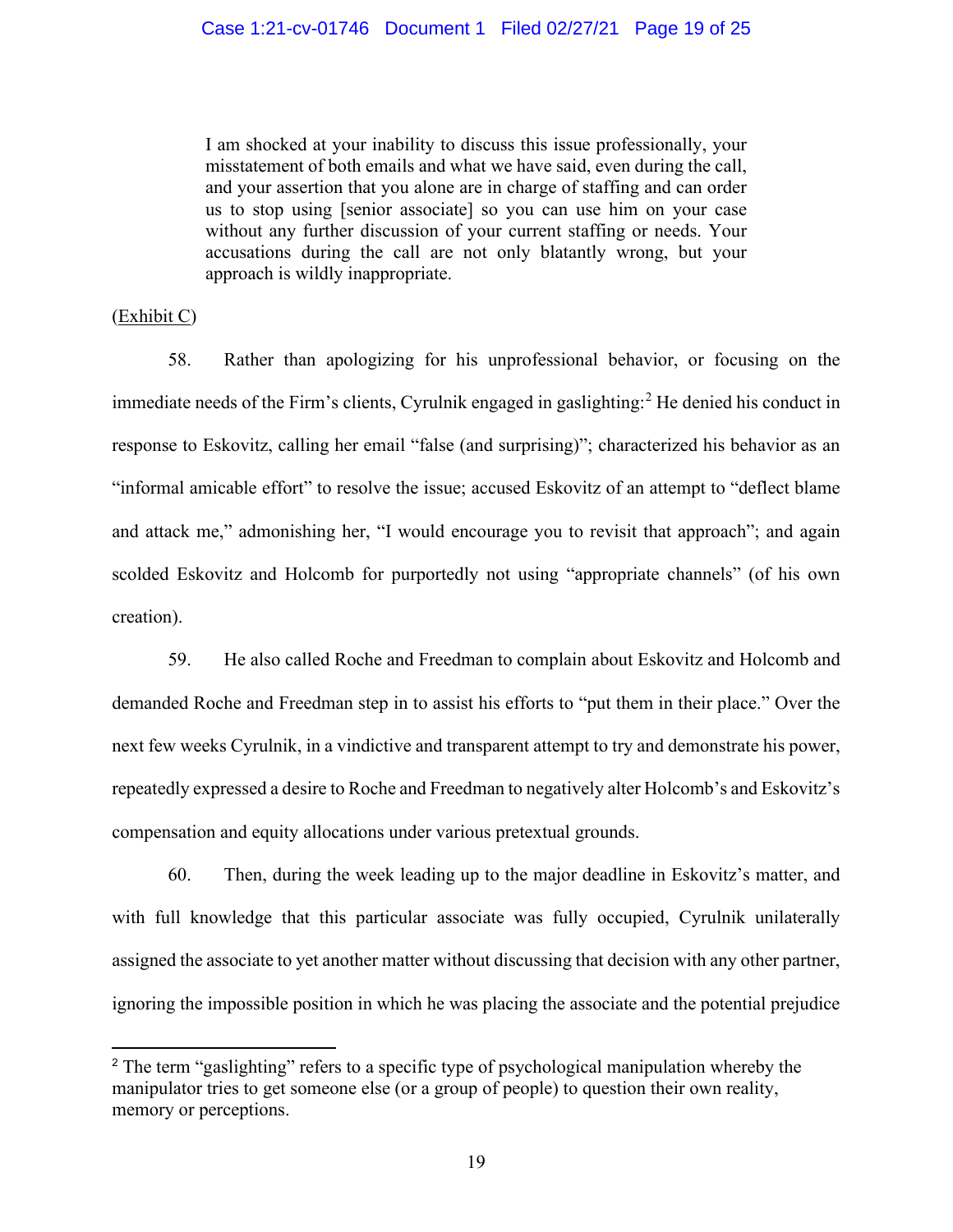> I am shocked at your inability to discuss this issue professionally, your misstatement of both emails and what we have said, even during the call, and your assertion that you alone are in charge of staffing and can order us to stop using [senior associate] so you can use him on your case without any further discussion of your current staffing or needs. Your accusations during the call are not only blatantly wrong, but your approach is wildly inappropriate.

(Exhibit C)

58. Rather than apologizing for his unprofessional behavior, or focusing on the immediate needs of the Firm's clients, Cyrulnik engaged in gaslighting:[2] He denied his conduct in response to Eskovitz, calling her email "false (and surprising)"; characterized his behavior as an "informal amicable effort" to resolve the issue; accused Eskovitz of an attempt to "deflect blame and attack me," admonishing her, "I would encourage you to revisit that approach"; and again scolded Eskovitz and Holcomb for purportedly not using "appropriate channels" (of his own creation).

59. He also called Roche and Freedman to complain about Eskovitz and Holcomb and demanded Roche and Freedman step in to assist his efforts to "put them in their place." Over the next few weeks Cyrulnik, in a vindictive and transparent attempt to try and demonstrate his power, repeatedly expressed a desire to Roche and Freedman to negatively alter Holcomb's and Eskovitz's compensation and equity allocations under various pretextual grounds.

60. Then, during the week leading up to the major deadline in Eskovitz's matter, and with full knowledge that this particular associate was fully occupied, Cyrulnik unilaterally assigned the associate to yet another matter without discussing that decision with any other partner, ignoring the impossible position in which he was placing the associate and the potential prejudice

[2] The term "gaslighting" refers to a specific type of psychological manipulation whereby the manipulator tries to get someone else (or a group of people) to question their own reality, memory or perceptions.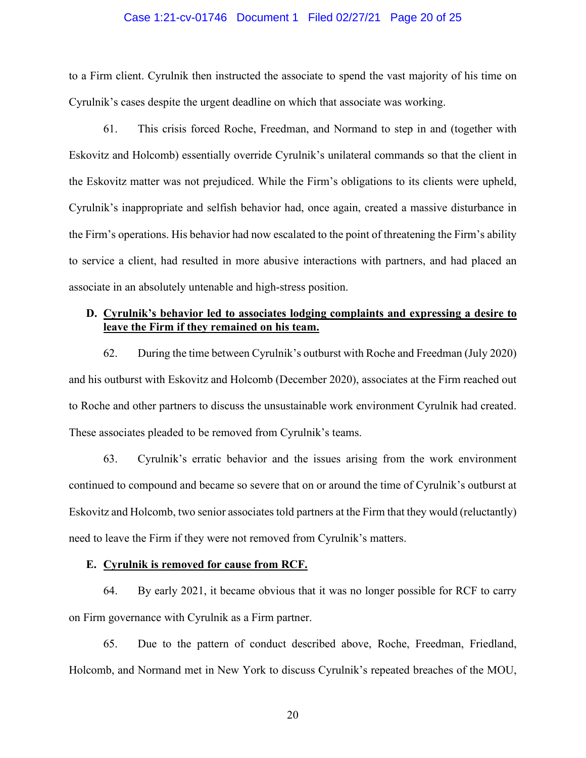to a Firm client. Cyrulnik then instructed the associate to spend the vast majority of his time on Cyrulnik's cases despite the urgent deadline on which that associate was working.

61. This crisis forced Roche, Freedman, and Normand to step in and (together with Eskovitz and Holcomb) essentially override Cyrulnik's unilateral commands so that the client in the Eskovitz matter was not prejudiced. While the Firm's obligations to its clients were upheld, Cyrulnik's inappropriate and selfish behavior had, once again, created a massive disturbance in the Firm's operations. His behavior had now escalated to the point of threatening the Firm's ability to service a client, had resulted in more abusive interactions with partners, and had placed an associate in an absolutely untenable and high-stress position.

**D. <u>Cyrulnik's behavior led to associates lodging complaints and expressing a desire to leave the Firm if they remained on his team.</u>**

62. During the time between Cyrulnik's outburst with Roche and Freedman (July 2020) and his outburst with Eskovitz and Holcomb (December 2020), associates at the Firm reached out to Roche and other partners to discuss the unsustainable work environment Cyrulnik had created. These associates pleaded to be removed from Cyrulnik's teams.

63. Cyrulnik's erratic behavior and the issues arising from the work environment continued to compound and became so severe that on or around the time of Cyrulnik's outburst at Eskovitz and Holcomb, two senior associates told partners at the Firm that they would (reluctantly) need to leave the Firm if they were not removed from Cyrulnik's matters.

**E. <u>Cyrulnik is removed for cause from RCF.</u>**

64. By early 2021, it became obvious that it was no longer possible for RCF to carry on Firm governance with Cyrulnik as a Firm partner.

65. Due to the pattern of conduct described above, Roche, Freedman, Friedland, Holcomb, and Normand met in New York to discuss Cyrulnik's repeated breaches of the MOU,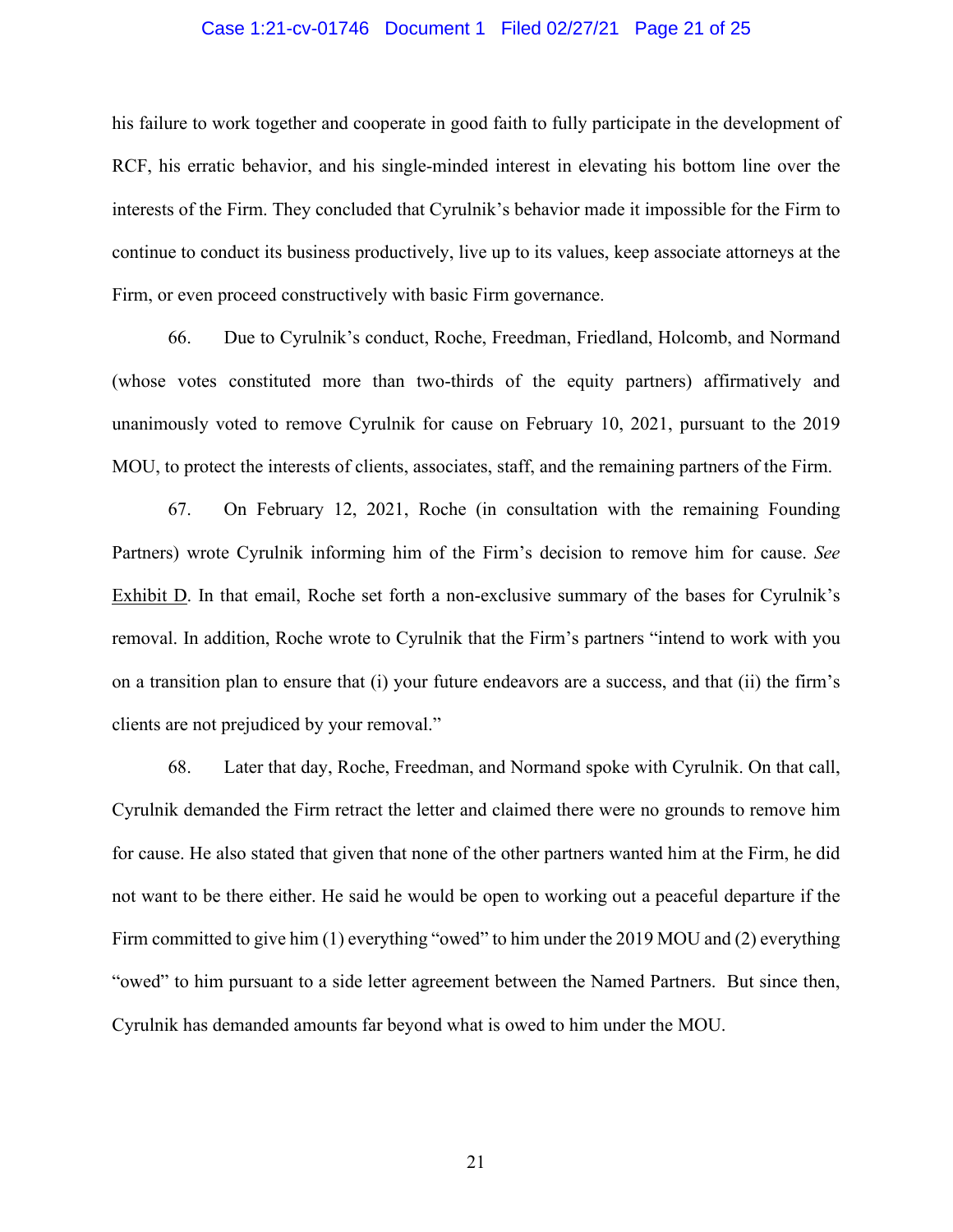his failure to work together and cooperate in good faith to fully participate in the development of RCF, his erratic behavior, and his single-minded interest in elevating his bottom line over the interests of the Firm. They concluded that Cyrulnik's behavior made it impossible for the Firm to continue to conduct its business productively, live up to its values, keep associate attorneys at the Firm, or even proceed constructively with basic Firm governance.

66. Due to Cyrulnik's conduct, Roche, Freedman, Friedland, Holcomb, and Normand (whose votes constituted more than two-thirds of the equity partners) affirmatively and unanimously voted to remove Cyrulnik for cause on February 10, 2021, pursuant to the 2019 MOU, to protect the interests of clients, associates, staff, and the remaining partners of the Firm.

67. On February 12, 2021, Roche (in consultation with the remaining Founding Partners) wrote Cyrulnik informing him of the Firm's decision to remove him for cause. *See* Exhibit D. In that email, Roche set forth a non-exclusive summary of the bases for Cyrulnik's removal. In addition, Roche wrote to Cyrulnik that the Firm's partners "intend to work with you on a transition plan to ensure that (i) your future endeavors are a success, and that (ii) the firm's clients are not prejudiced by your removal."

68. Later that day, Roche, Freedman, and Normand spoke with Cyrulnik. On that call, Cyrulnik demanded the Firm retract the letter and claimed there were no grounds to remove him for cause. He also stated that given that none of the other partners wanted him at the Firm, he did not want to be there either. He said he would be open to working out a peaceful departure if the Firm committed to give him (1) everything "owed" to him under the 2019 MOU and (2) everything "owed" to him pursuant to a side letter agreement between the Named Partners. But since then, Cyrulnik has demanded amounts far beyond what is owed to him under the MOU.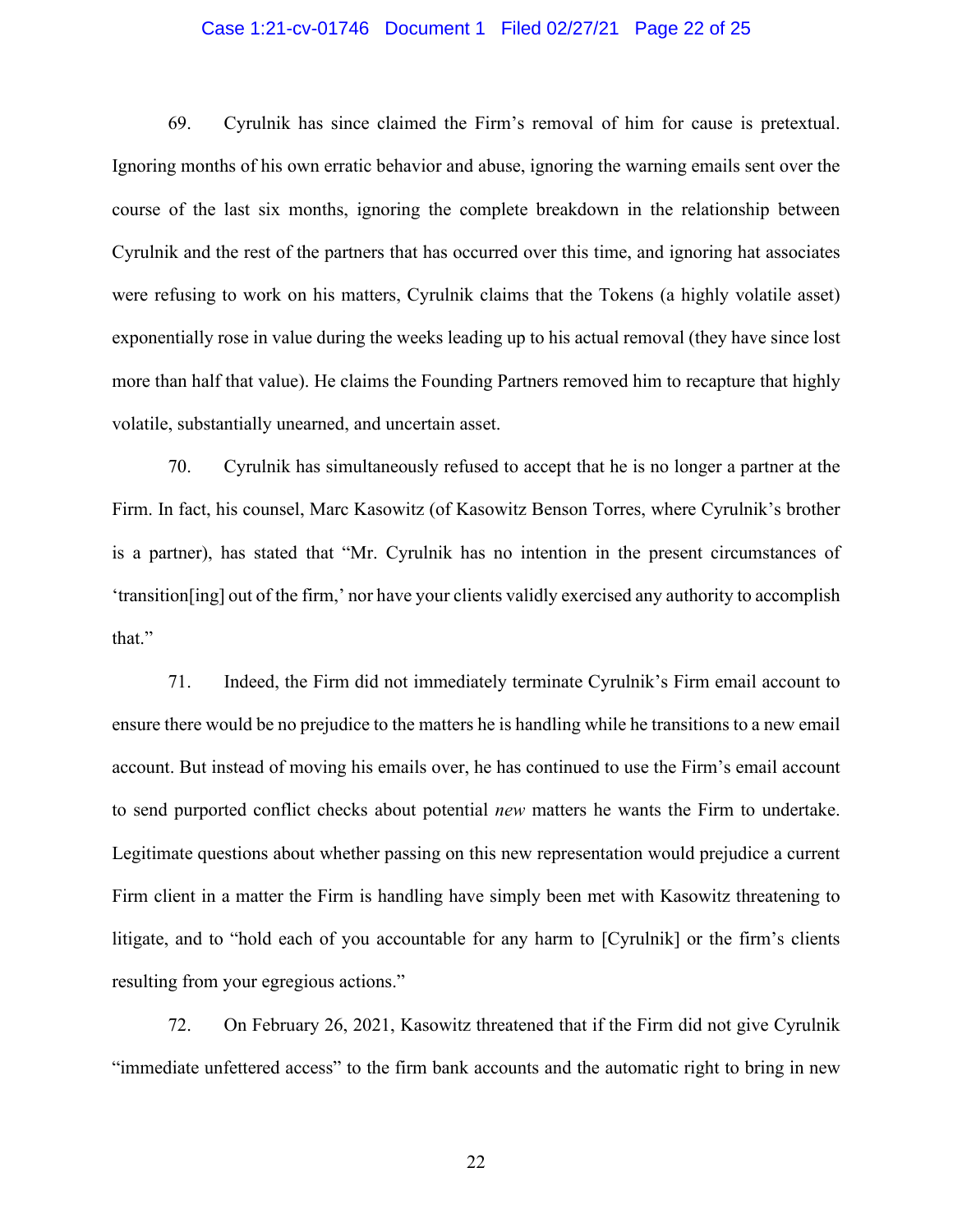69. Cyrulnik has since claimed the Firm's removal of him for cause is pretextual. Ignoring months of his own erratic behavior and abuse, ignoring the warning emails sent over the course of the last six months, ignoring the complete breakdown in the relationship between Cyrulnik and the rest of the partners that has occurred over this time, and ignoring hat associates were refusing to work on his matters, Cyrulnik claims that the Tokens (a highly volatile asset) exponentially rose in value during the weeks leading up to his actual removal (they have since lost more than half that value). He claims the Founding Partners removed him to recapture that highly volatile, substantially unearned, and uncertain asset.

70. Cyrulnik has simultaneously refused to accept that he is no longer a partner at the Firm. In fact, his counsel, Marc Kasowitz (of Kasowitz Benson Torres, where Cyrulnik's brother is a partner), has stated that "Mr. Cyrulnik has no intention in the present circumstances of 'transition[ing] out of the firm,' nor have your clients validly exercised any authority to accomplish that."

71. Indeed, the Firm did not immediately terminate Cyrulnik's Firm email account to ensure there would be no prejudice to the matters he is handling while he transitions to a new email account. But instead of moving his emails over, he has continued to use the Firm's email account to send purported conflict checks about potential *new* matters he wants the Firm to undertake. Legitimate questions about whether passing on this new representation would prejudice a current Firm client in a matter the Firm is handling have simply been met with Kasowitz threatening to litigate, and to "hold each of you accountable for any harm to [Cyrulnik] or the firm's clients resulting from your egregious actions."

72. On February 26, 2021, Kasowitz threatened that if the Firm did not give Cyrulnik "immediate unfettered access" to the firm bank accounts and the automatic right to bring in new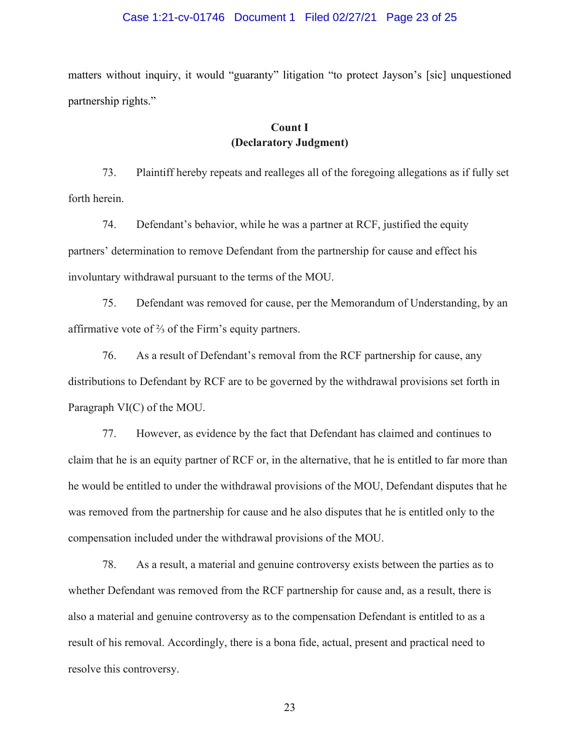matters without inquiry, it would "guaranty" litigation "to protect Jayson's [sic] unquestioned partnership rights."

**Count I**
**(Declaratory Judgment)**

73. Plaintiff hereby repeats and realleges all of the foregoing allegations as if fully set forth herein.

74. Defendant's behavior, while he was a partner at RCF, justified the equity partners' determination to remove Defendant from the partnership for cause and effect his involuntary withdrawal pursuant to the terms of the MOU.

75. Defendant was removed for cause, per the Memorandum of Understanding, by an affirmative vote of ⅔ of the Firm's equity partners.

76. As a result of Defendant's removal from the RCF partnership for cause, any distributions to Defendant by RCF are to be governed by the withdrawal provisions set forth in Paragraph VI(C) of the MOU.

77. However, as evidence by the fact that Defendant has claimed and continues to claim that he is an equity partner of RCF or, in the alternative, that he is entitled to far more than he would be entitled to under the withdrawal provisions of the MOU, Defendant disputes that he was removed from the partnership for cause and he also disputes that he is entitled only to the compensation included under the withdrawal provisions of the MOU.

78. As a result, a material and genuine controversy exists between the parties as to whether Defendant was removed from the RCF partnership for cause and, as a result, there is also a material and genuine controversy as to the compensation Defendant is entitled to as a result of his removal. Accordingly, there is a bona fide, actual, present and practical need to resolve this controversy.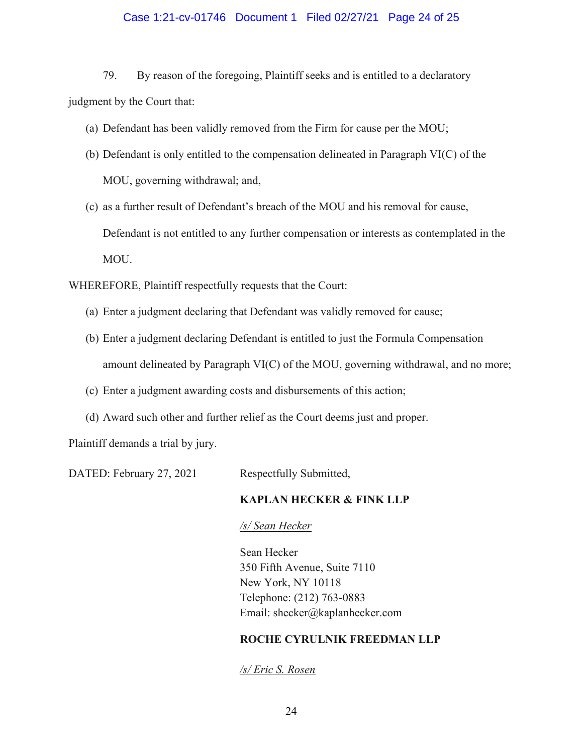79. By reason of the foregoing, Plaintiff seeks and is entitled to a declaratory judgment by the Court that:

(a) Defendant has been validly removed from the Firm for cause per the MOU;

(b) Defendant is only entitled to the compensation delineated in Paragraph VI(C) of the MOU, governing withdrawal; and,

(c) as a further result of Defendant's breach of the MOU and his removal for cause, Defendant is not entitled to any further compensation or interests as contemplated in the MOU.

WHEREFORE, Plaintiff respectfully requests that the Court:

(a) Enter a judgment declaring that Defendant was validly removed for cause;

(b) Enter a judgment declaring Defendant is entitled to just the Formula Compensation amount delineated by Paragraph VI(C) of the MOU, governing withdrawal, and no more;

(c) Enter a judgment awarding costs and disbursements of this action;

(d) Award such other and further relief as the Court deems just and proper.

Plaintiff demands a trial by jury.

DATED: February 27, 2021

Respectfully Submitted,

**KAPLAN HECKER & FINK LLP**

*/s/ Sean Hecker*

Sean Hecker
350 Fifth Avenue, Suite 7110
New York, NY 10118
Telephone: (212) 763-0883
Email: shecker@kaplanhecker.com

**ROCHE CYRULNIK FREEDMAN LLP**

*/s/ Eric S. Rosen*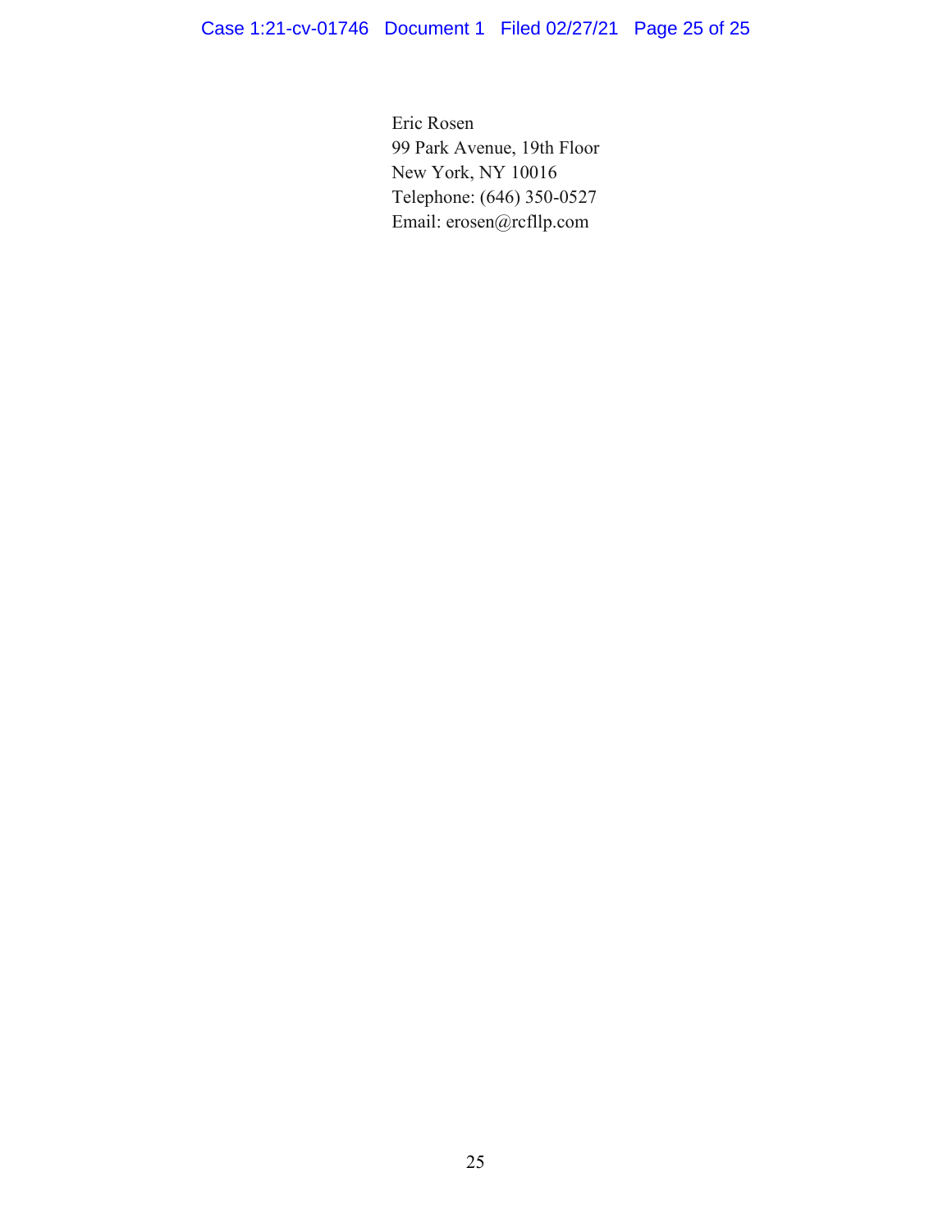Eric Rosen
99 Park Avenue, 19th Floor
New York, NY 10016
Telephone: (646) 350-0527
Email: erosen@rcfllp.com